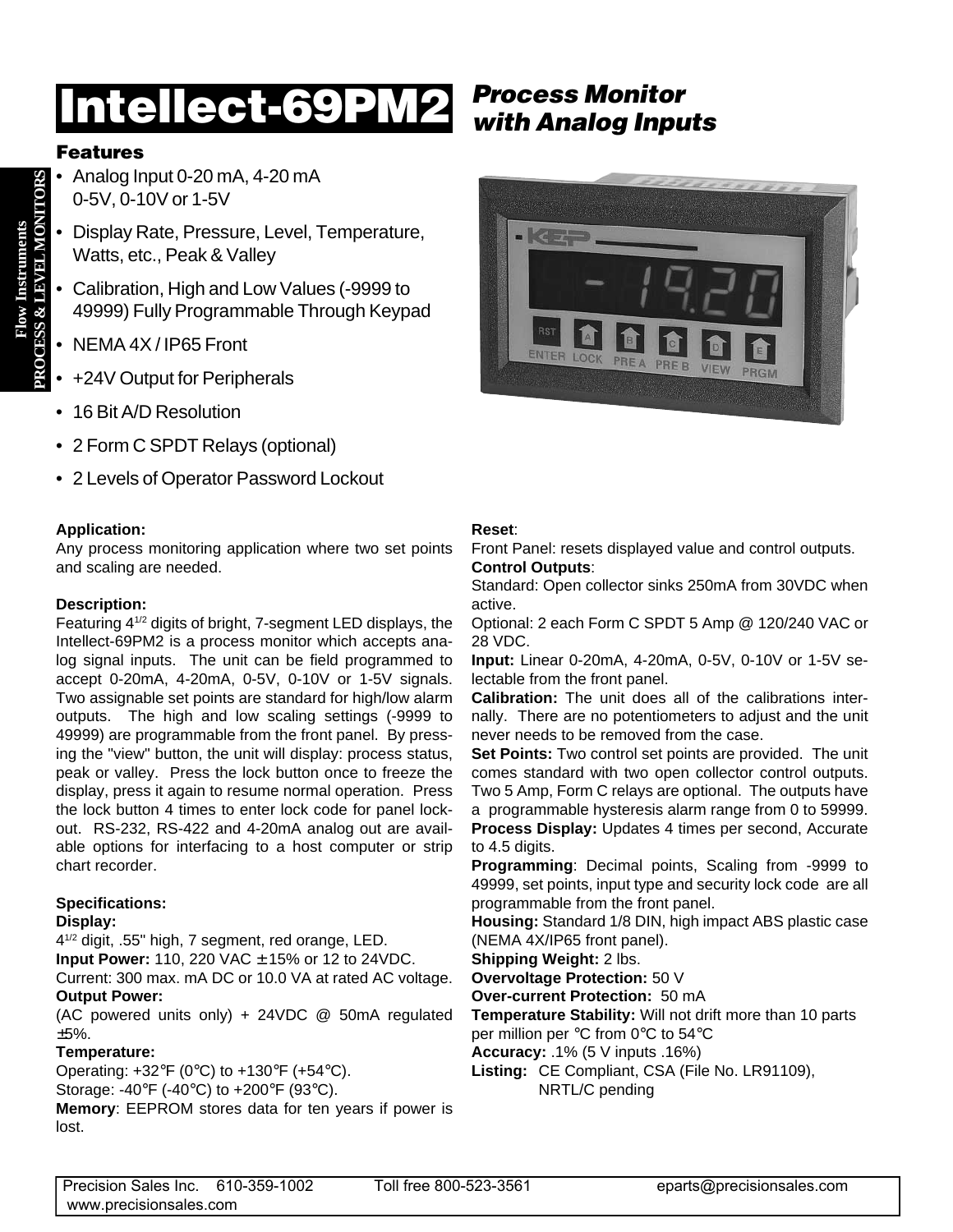# Intellect-69PM2

## *Process Monitor with Analog Inputs*

### Features

- Analog Input 0-20 mA, 4-20 mA 0-5V, 0-10V or 1-5V
- Display Rate, Pressure, Level, Temperature, Watts, etc., Peak & Valley
- Calibration, High and Low Values (-9999 to 49999) Fully Programmable Through Keypad
- NEMA 4X / IP65 Front
- +24V Output for Peripherals
- 16 Bit A/D Resolution
- 2 Form C SPDT Relays (optional)
- 2 Levels of Operator Password Lockout

**Application:**
Any process monitoring application where two set points and scaling are needed.

**Description:**
Featuring $4^{1/2}$ digits of bright, 7-segment LED displays, the Intellect-69PM2 is a process monitor which accepts analog signal inputs. The unit can be field programmed to accept 0-20mA, 4-20mA, 0-5V, 0-10V or 1-5V signals. Two assignable set points are standard for high/low alarm outputs. The high and low scaling settings (-9999 to 49999) are programmable from the front panel. By pressing the "view" button, the unit will display: process status, peak or valley. Press the lock button once to freeze the display, press it again to resume normal operation. Press the lock button 4 times to enter lock code for panel lockout. RS-232, RS-422 and 4-20mA analog out are available options for interfacing to a host computer or strip chart recorder.

**Specifications:**

**Display:**
$4^{1/2}$ digit, .55" high, 7 segment, red orange, LED.

**Input Power:** 110, 220 VAC ± 15% or 12 to 24VDC.
Current: 300 max. mA DC or 10.0 VA at rated AC voltage.

**Output Power:**
(AC powered units only) + 24VDC @ 50mA regulated ±5%.

**Temperature:**
Operating: +32°F (0°C) to +130°F (+54°C).
Storage: -40°F (-40°C) to +200°F (93°C).

**Memory**: EEPROM stores data for ten years if power is lost.

**Reset**:
Front Panel: resets displayed value and control outputs.

**Control Outputs**:
Standard: Open collector sinks 250mA from 30VDC when active.
Optional: 2 each Form C SPDT 5 Amp @ 120/240 VAC or 28 VDC.

**Input:** Linear 0-20mA, 4-20mA, 0-5V, 0-10V or 1-5V selectable from the front panel.

**Calibration:** The unit does all of the calibrations internally. There are no potentiometers to adjust and the unit never needs to be removed from the case.

**Set Points:** Two control set points are provided. The unit comes standard with two open collector control outputs. Two 5 Amp, Form C relays are optional. The outputs have a programmable hysteresis alarm range from 0 to 59999.

**Process Display:** Updates 4 times per second, Accurate to 4.5 digits.

**Programming**: Decimal points, Scaling from -9999 to 49999, set points, input type and security lock code are all programmable from the front panel.

**Housing:** Standard 1/8 DIN, high impact ABS plastic case (NEMA 4X/IP65 front panel).

**Shipping Weight:** 2 lbs.

**Overvoltage Protection:** 50 V

**Over-current Protection:** 50 mA

**Temperature Stability:** Will not drift more than 10 parts per million per °C from 0°C to 54°C

**Accuracy:** .1% (5 V inputs .16%)

**Listing:** CE Compliant, CSA (File No. LR91109), NRTL/C pending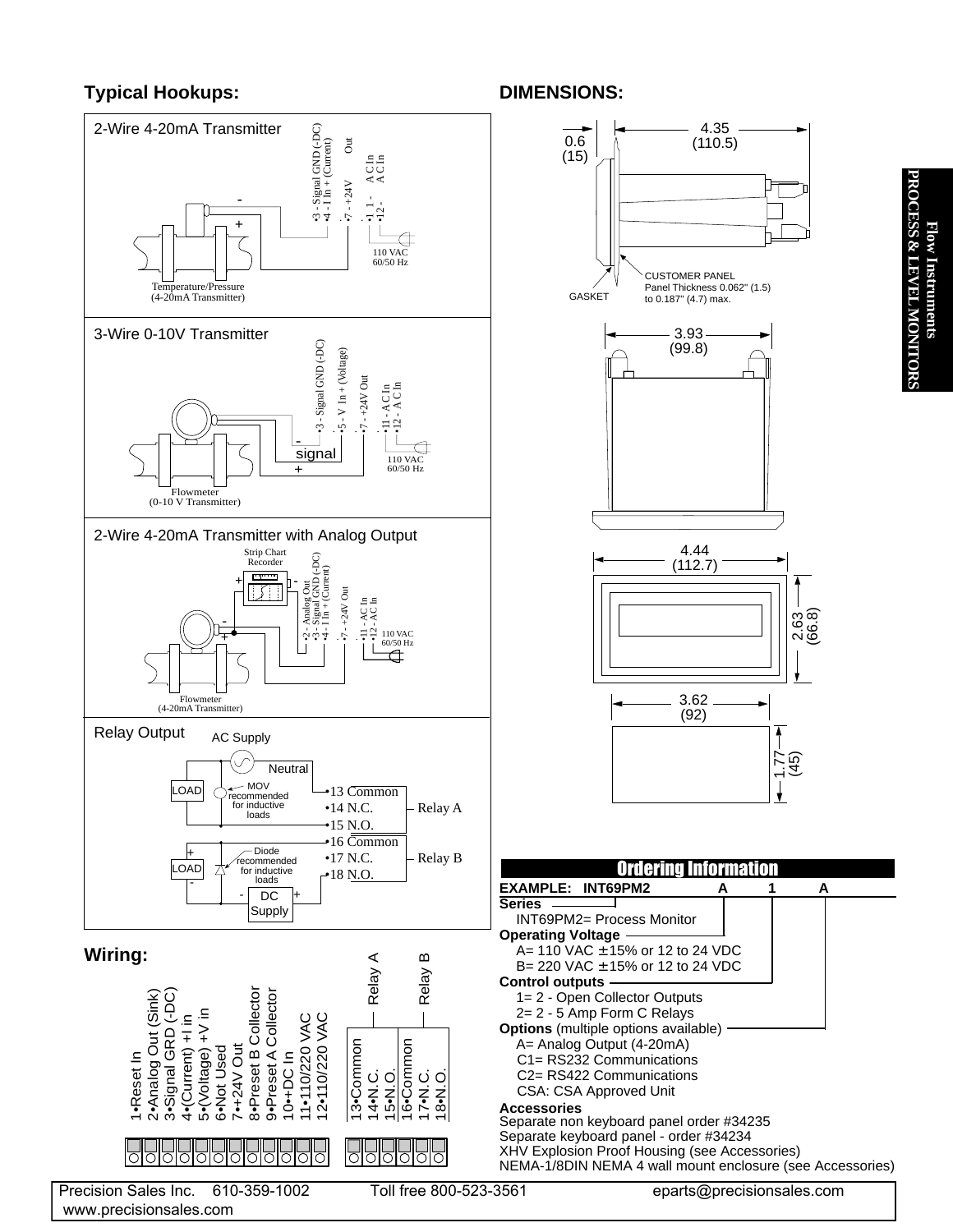## Typical Hookups:

### 2-Wire 4-20mA Transmitter

•3 - Signal GND (-DC)
•4 - I In + (Current)
•7 - +24V Out
•11 - A C In
•12 - A C In

110 VAC
60/50 Hz

Temperature/Pressure
(4-20mA Transmitter)

### 3-Wire 0-10V Transmitter

•3 - Signal GND (-DC)
•5 - V In + (Voltage)
•7 - +24V Out
•11 - A C In
•12 - A C In

signal

110 VAC
60/50 Hz

Flowmeter
(0-10 V Transmitter)

### 2-Wire 4-20mA Transmitter with Analog Output

Strip Chart
Recorder

•2 - Analog Out
•3 - Signal GND (-DC)
•4 - I In + (Current)
•7 - +24V Out
•11 - AC In
•12 - AC In

110 VAC
60/50 Hz

Flowmeter
(4-20mA Transmitter)

### Relay Output

AC Supply

Neutral

LOAD

MOV recommended for inductive loads

•13 Common
•14 N.C.
•15 N.O.

Relay A

•16 Common
•17 N.C.
•18 N.O.

Relay B

LOAD

Diode recommended for inductive loads

DC Supply

## Wiring:

1•Reset In
2•Analog Out (Sink)
3•Signal GRD (-DC)
4•(Current) +I in
5•(Voltage) +V in
6•Not Used
7•+24V Out
8•Preset B Collector
9•Preset A Collector
10•+DC In
11•110/220 VAC
12•110/220 VAC

Relay A
13•Common
14•N.C.
15•N.O.

Relay B
16•Common
17•N.C.
18•N.O.

## DIMENSIONS:

0.6 (15)
4.35 (110.5)

GASKET

CUSTOMER PANEL
Panel Thickness 0.062" (1.5) to 0.187" (4.7) max.

3.93 (99.8)

4.44 (112.7)
2.63 (66.8)

3.62 (92)
1.77 (45)

## Ordering Information

**EXAMPLE: INT69PM2 A 1 A**

**Series**
INT69PM2= Process Monitor

**Operating Voltage**
A= 110 VAC ±15% or 12 to 24 VDC
B= 220 VAC ±15% or 12 to 24 VDC

**Control outputs**
1= 2 - Open Collector Outputs
2= 2 - 5 Amp Form C Relays

**Options** (multiple options available)
A= Analog Output (4-20mA)
C1= RS232 Communications
C2= RS422 Communications
CSA: CSA Approved Unit

**Accessories**
Separate non keyboard panel order #34235
Separate keyboard panel - order #34234
XHV Explosion Proof Housing (see Accessories)
NEMA-1/8DIN NEMA 4 wall mount enclosure (see Accessories)

Precision Sales Inc. 610-359-1002 Toll free 800-523-3561 eparts@precisionsales.com
www.precisionsales.com